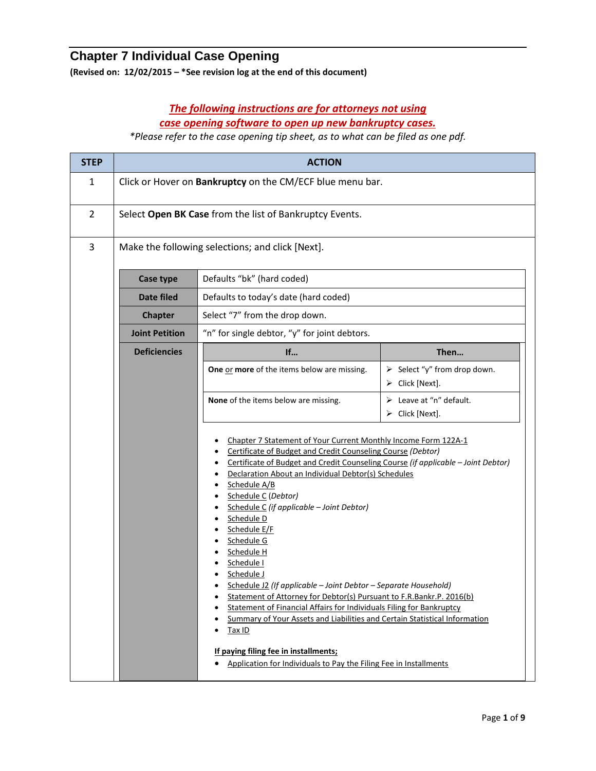# Chapter 7 Individual Case Opening

**(Revised on: 12/02/2015 – *See revision log at the end of this document)**

***The following instructions are for attorneys not using case opening software to open up new bankruptcy cases.***

*\*Please refer to the case opening tip sheet, as to what can be filed as one pdf.*

| STEP | ACTION |
|---|---|
| 1 | Click or Hover on **Bankruptcy** on the CM/ECF blue menu bar. |
| 2 | Select **Open BK Case** from the list of Bankruptcy Events. |
| 3 | Make the following selections; and click [Next]. |

| Field | Selection |
|---|---|
| **Case type** | Defaults "bk" (hard coded) |
| **Date filed** | Defaults to today's date (hard coded) |
| **Chapter** | Select "7" from the drop down. |
| **Joint Petition** | "n" for single debtor, "y" for joint debtors. |
| **Deficiencies** | See below |

**Deficiencies:**

| If… | Then… |
|---|---|
| **One** or **more** of the items below are missing. | ➢ Select "y" from drop down.<br>➢ Click [Next]. |
| **None** of the items below are missing. | ➢ Leave at "n" default.<br>➢ Click [Next]. |

- Chapter 7 Statement of Your Current Monthly Income Form 122A-1
- Certificate of Budget and Credit Counseling Course *(Debtor)*
- Certificate of Budget and Credit Counseling Course *(if applicable – Joint Debtor)*
- Declaration About an Individual Debtor(s) Schedules
- Schedule A/B
- Schedule C *(Debtor)*
- Schedule C *(if applicable – Joint Debtor)*
- Schedule D
- Schedule E/F
- Schedule G
- Schedule H
- Schedule I
- Schedule J
- Schedule J2 *(If applicable – Joint Debtor – Separate Household)*
- Statement of Attorney for Debtor(s) Pursuant to F.R.Bankr.P. 2016(b)
- Statement of Financial Affairs for Individuals Filing for Bankruptcy
- Summary of Your Assets and Liabilities and Certain Statistical Information
- Tax ID

**If paying filing fee in installments;**

- Application for Individuals to Pay the Filing Fee in Installments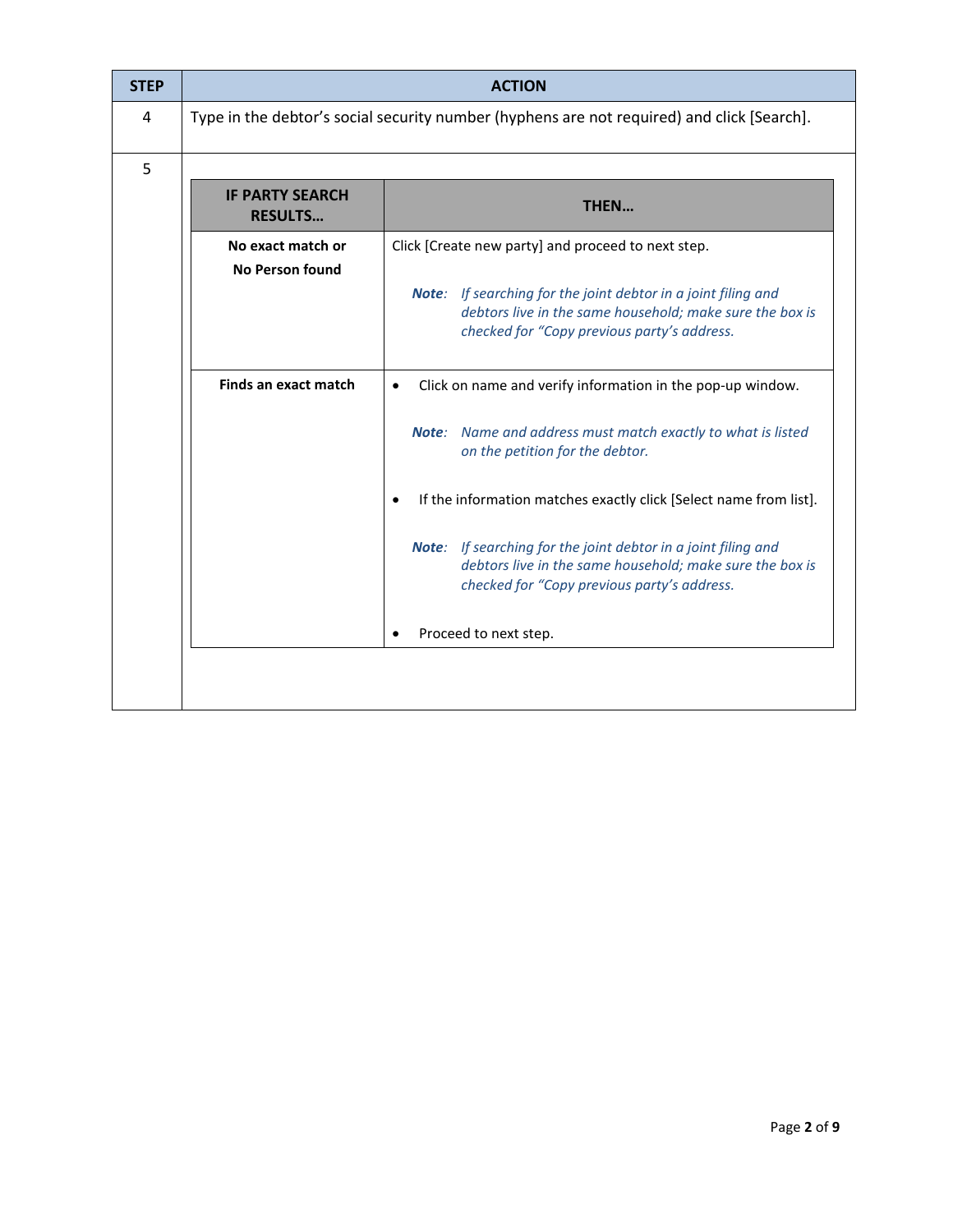| STEP | ACTION |
|---|---|
| 4 | Type in the debtor's social security number (hyphens are not required) and click [Search]. |
| 5 | See table below. |

| IF PARTY SEARCH RESULTS… | THEN… |
|---|---|
| **No exact match or No Person found** | Click [Create new party] and proceed to next step.<br><br>***Note***: *If searching for the joint debtor in a joint filing and debtors live in the same household; make sure the box is checked for "Copy previous party's address.* |
| **Finds an exact match** | • Click on name and verify information in the pop-up window.<br><br>***Note***: *Name and address must match exactly to what is listed on the petition for the debtor.*<br><br>• If the information matches exactly click [Select name from list].<br><br>***Note***: *If searching for the joint debtor in a joint filing and debtors live in the same household; make sure the box is checked for "Copy previous party's address.*<br><br>• Proceed to next step. |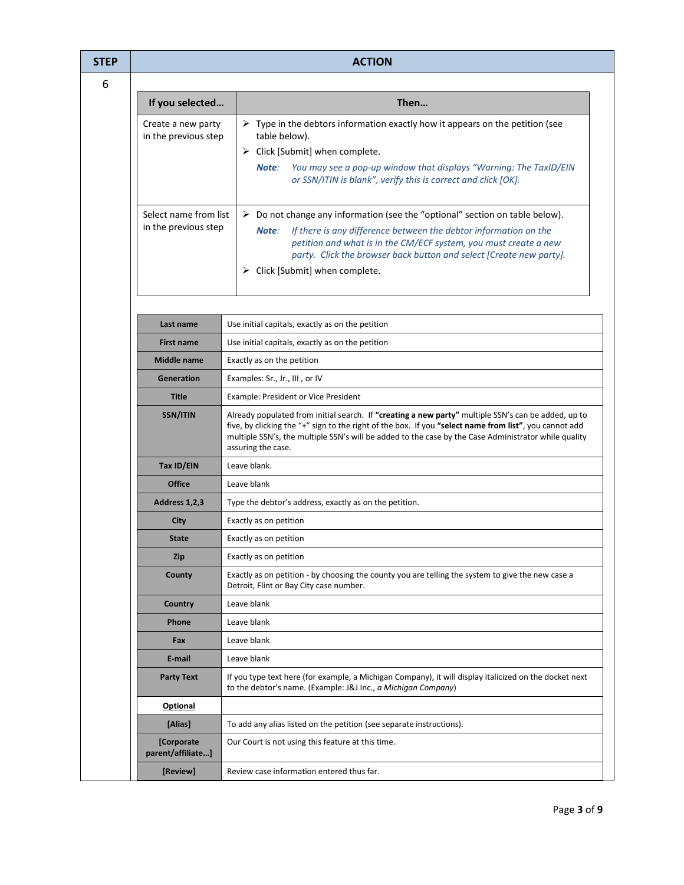| STEP | ACTION |
|---|---|
| 6 | |

| If you selected… | Then… |
|---|---|
| Create a new party in the previous step | ➢ Type in the debtors information exactly how it appears on the petition (see table below).<br>➢ Click [Submit] when complete.<br>***Note**: You may see a pop-up window that displays "Warning: The TaxID/EIN or SSN/ITIN is blank", verify this is correct and click [OK].* |
| Select name from list in the previous step | ➢ Do not change any information (see the "optional" section on table below).<br>***Note**: If there is any difference between the debtor information on the petition and what is in the CM/ECF system, you must create a new party. Click the browser back button and select [Create new party].*<br>➢ Click [Submit] when complete. |

| | |
|---|---|
| **Last name** | Use initial capitals, exactly as on the petition |
| **First name** | Use initial capitals, exactly as on the petition |
| **Middle name** | Exactly as on the petition |
| **Generation** | Examples: Sr., Jr., III , or IV |
| **Title** | Example: President or Vice President |
| **SSN/ITIN** | Already populated from initial search. If **"creating a new party"** multiple SSN's can be added, up to five, by clicking the "+" sign to the right of the box. If you **"select name from list"**, you cannot add multiple SSN's, the multiple SSN's will be added to the case by the Case Administrator while quality assuring the case. |
| **Tax ID/EIN** | Leave blank. |
| **Office** | Leave blank |
| **Address 1,2,3** | Type the debtor's address, exactly as on the petition. |
| **City** | Exactly as on petition |
| **State** | Exactly as on petition |
| **Zip** | Exactly as on petition |
| **County** | Exactly as on petition - by choosing the county you are telling the system to give the new case a Detroit, Flint or Bay City case number. |
| **Country** | Leave blank |
| **Phone** | Leave blank |
| **Fax** | Leave blank |
| **E-mail** | Leave blank |
| **Party Text** | If you type text here (for example, a Michigan Company), it will display italicized on the docket next to the debtor's name. (Example: J&J Inc., *a Michigan Company*) |
| **Optional** | |
| **[Alias]** | To add any alias listed on the petition (see separate instructions). |
| **[Corporate parent/affiliate…]** | Our Court is not using this feature at this time. |
| **[Review]** | Review case information entered thus far. |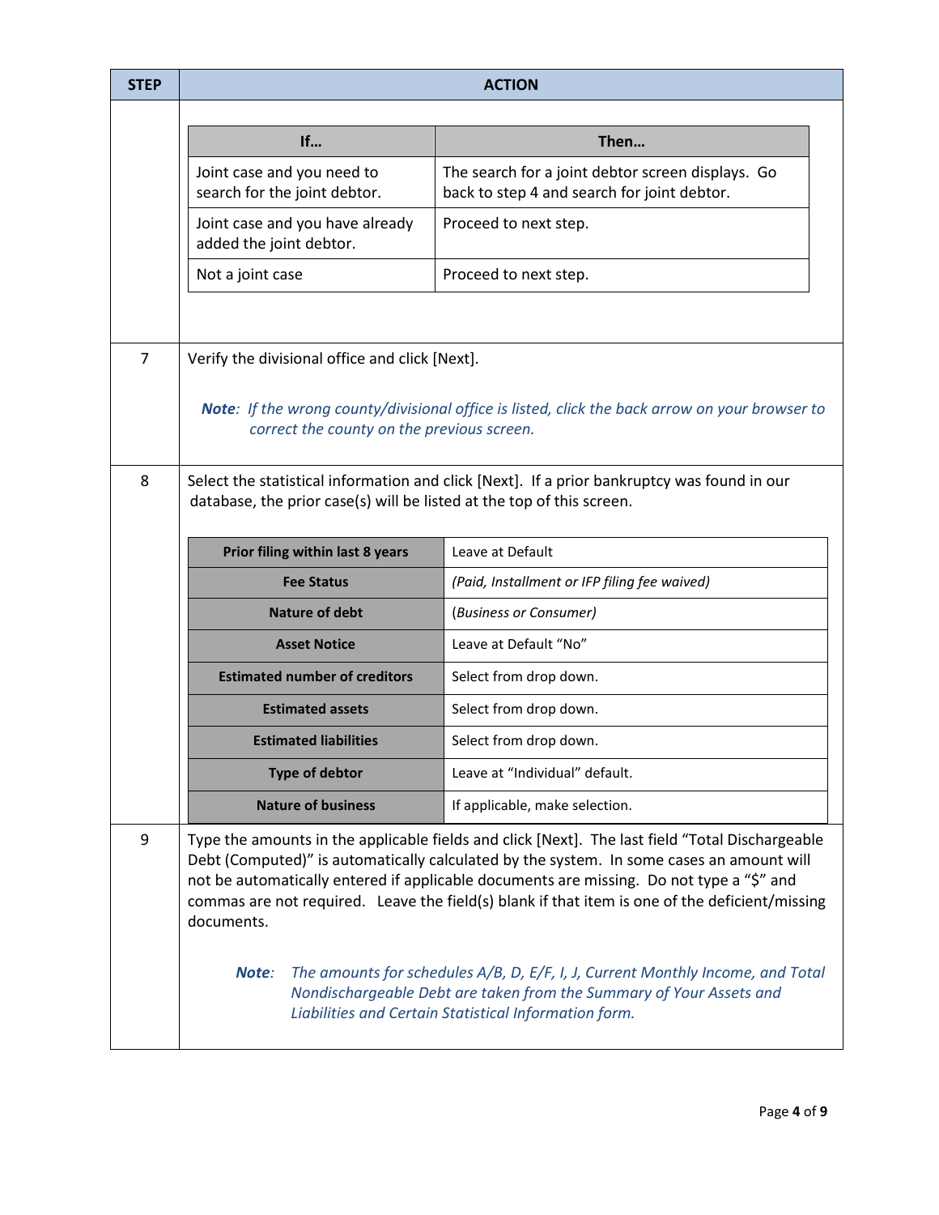| STEP | ACTION |
|---|---|
| | <table><tr><th>If…</th><th>Then…</th></tr><tr><td>Joint case and you need to search for the joint debtor.</td><td>The search for a joint debtor screen displays. Go back to step 4 and search for joint debtor.</td></tr><tr><td>Joint case and you have already added the joint debtor.</td><td>Proceed to next step.</td></tr><tr><td>Not a joint case</td><td>Proceed to next step.</td></tr></table> |
| 7 | Verify the divisional office and click [Next].<br><br>***Note**: If the wrong county/divisional office is listed, click the back arrow on your browser to correct the county on the previous screen.* |
| 8 | Select the statistical information and click [Next]. If a prior bankruptcy was found in our database, the prior case(s) will be listed at the top of this screen.<br><br><table><tr><td>**Prior filing within last 8 years**</td><td>Leave at Default</td></tr><tr><td>**Fee Status**</td><td>*(Paid, Installment or IFP filing fee waived)*</td></tr><tr><td>**Nature of debt**</td><td>*(Business or Consumer)*</td></tr><tr><td>**Asset Notice**</td><td>Leave at Default "No"</td></tr><tr><td>**Estimated number of creditors**</td><td>Select from drop down.</td></tr><tr><td>**Estimated assets**</td><td>Select from drop down.</td></tr><tr><td>**Estimated liabilities**</td><td>Select from drop down.</td></tr><tr><td>**Type of debtor**</td><td>Leave at "Individual" default.</td></tr><tr><td>**Nature of business**</td><td>If applicable, make selection.</td></tr></table> |
| 9 | Type the amounts in the applicable fields and click [Next]. The last field "Total Dischargeable Debt (Computed)" is automatically calculated by the system. In some cases an amount will not be automatically entered if applicable documents are missing. Do not type a "$" and commas are not required. Leave the field(s) blank if that item is one of the deficient/missing documents.<br><br>***Note**: The amounts for schedules A/B, D, E/F, I, J, Current Monthly Income, and Total Nondischargeable Debt are taken from the Summary of Your Assets and Liabilities and Certain Statistical Information form.* |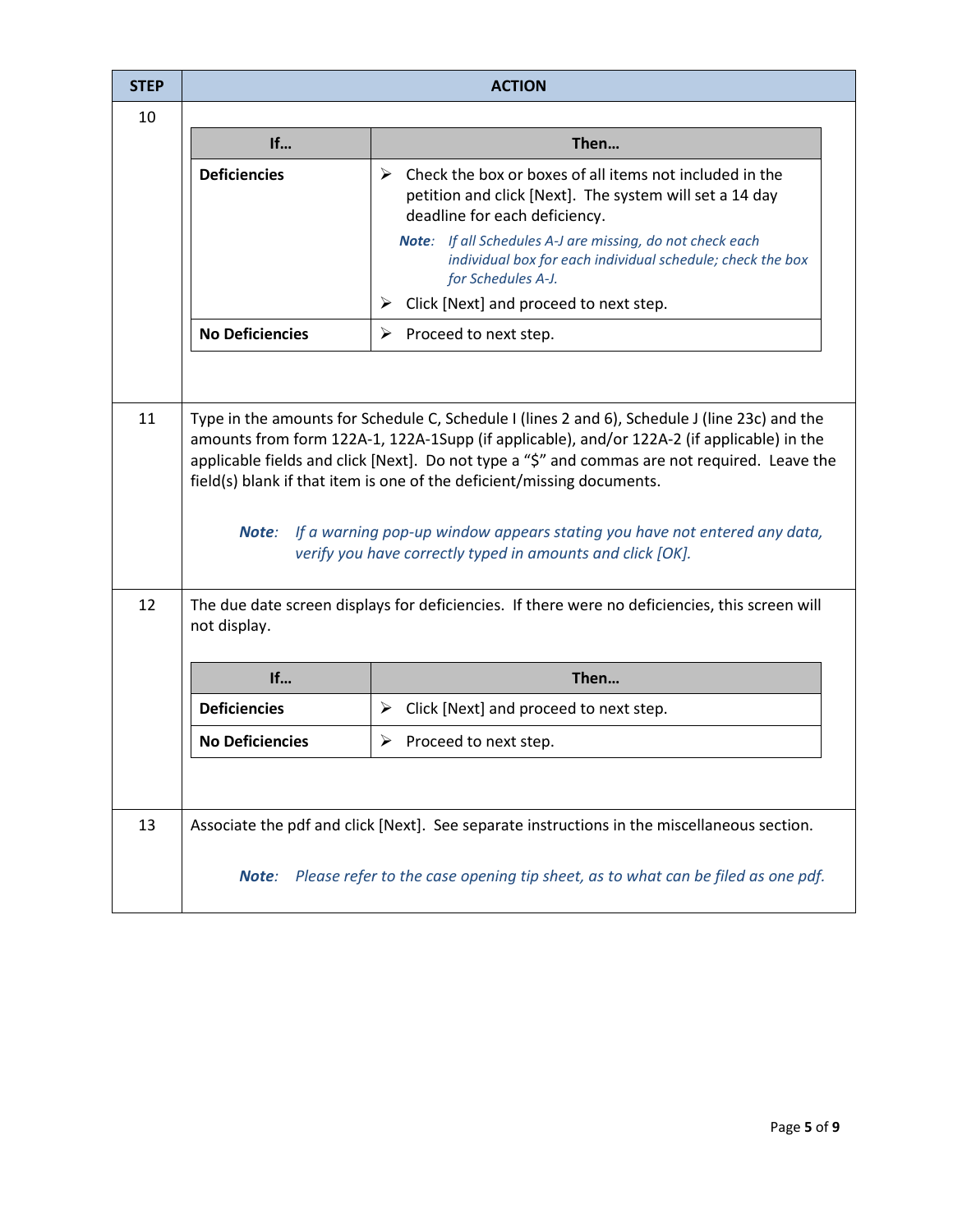| STEP | ACTION |
|---|---|
| 10 | **If…** / **Then…**<br>**Deficiencies**: ➢ Check the box or boxes of all items not included in the petition and click [Next]. The system will set a 14 day deadline for each deficiency. ***Note**: If all Schedules A-J are missing, do not check each individual box for each individual schedule; check the box for Schedules A-J.* ➢ Click [Next] and proceed to next step.<br>**No Deficiencies**: ➢ Proceed to next step. |
| 11 | Type in the amounts for Schedule C, Schedule I (lines 2 and 6), Schedule J (line 23c) and the amounts from form 122A-1, 122A-1Supp (if applicable), and/or 122A-2 (if applicable) in the applicable fields and click [Next]. Do not type a "$" and commas are not required. Leave the field(s) blank if that item is one of the deficient/missing documents.<br><br>***Note**: If a warning pop-up window appears stating you have not entered any data, verify you have correctly typed in amounts and click [OK].* |
| 12 | The due date screen displays for deficiencies. If there were no deficiencies, this screen will not display.<br><br>**If…** / **Then…**<br>**Deficiencies**: ➢ Click [Next] and proceed to next step.<br>**No Deficiencies**: ➢ Proceed to next step. |
| 13 | Associate the pdf and click [Next]. See separate instructions in the miscellaneous section.<br><br>***Note**: Please refer to the case opening tip sheet, as to what can be filed as one pdf.* |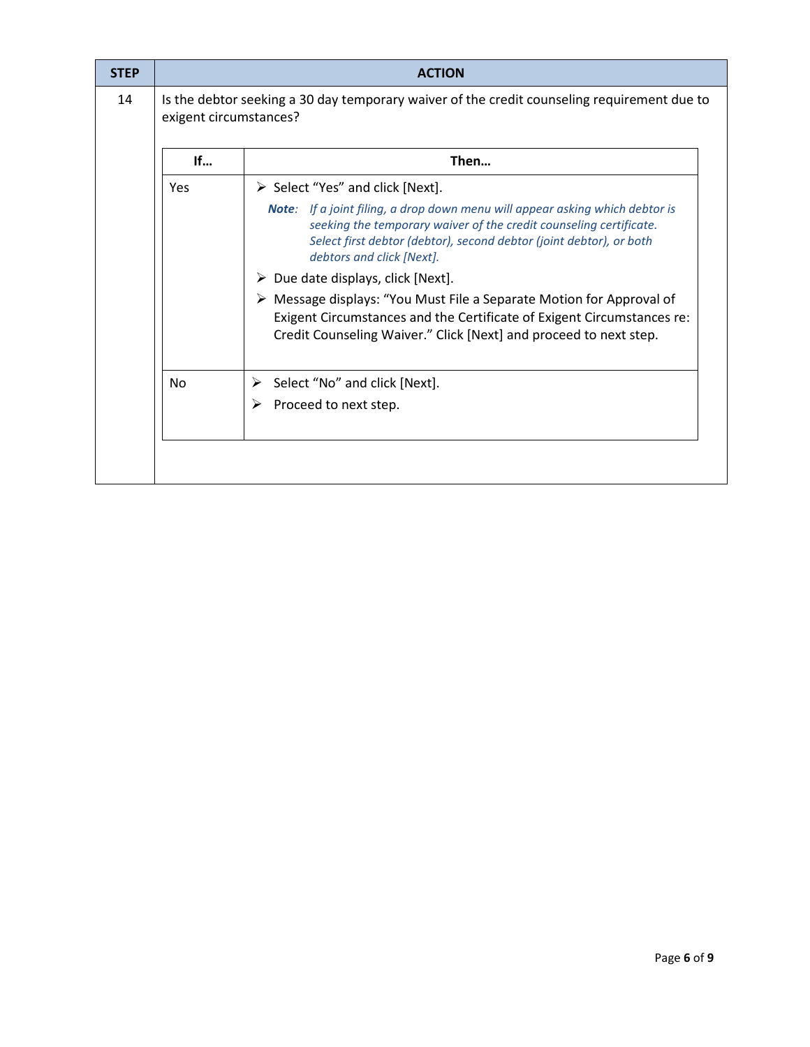| STEP | ACTION |
| --- | --- |
| 14 | Is the debtor seeking a 30 day temporary waiver of the credit counseling requirement due to exigent circumstances?<br><br>**If…** Yes — **Then…**<br>➢ Select "Yes" and click [Next].<br>***Note**: If a joint filing, a drop down menu will appear asking which debtor is seeking the temporary waiver of the credit counseling certificate. Select first debtor (debtor), second debtor (joint debtor), or both debtors and click [Next].*<br>➢ Due date displays, click [Next].<br>➢ Message displays: "You Must File a Separate Motion for Approval of Exigent Circumstances and the Certificate of Exigent Circumstances re: Credit Counseling Waiver." Click [Next] and proceed to next step.<br><br>**If…** No — **Then…**<br>➢ Select "No" and click [Next].<br>➢ Proceed to next step. |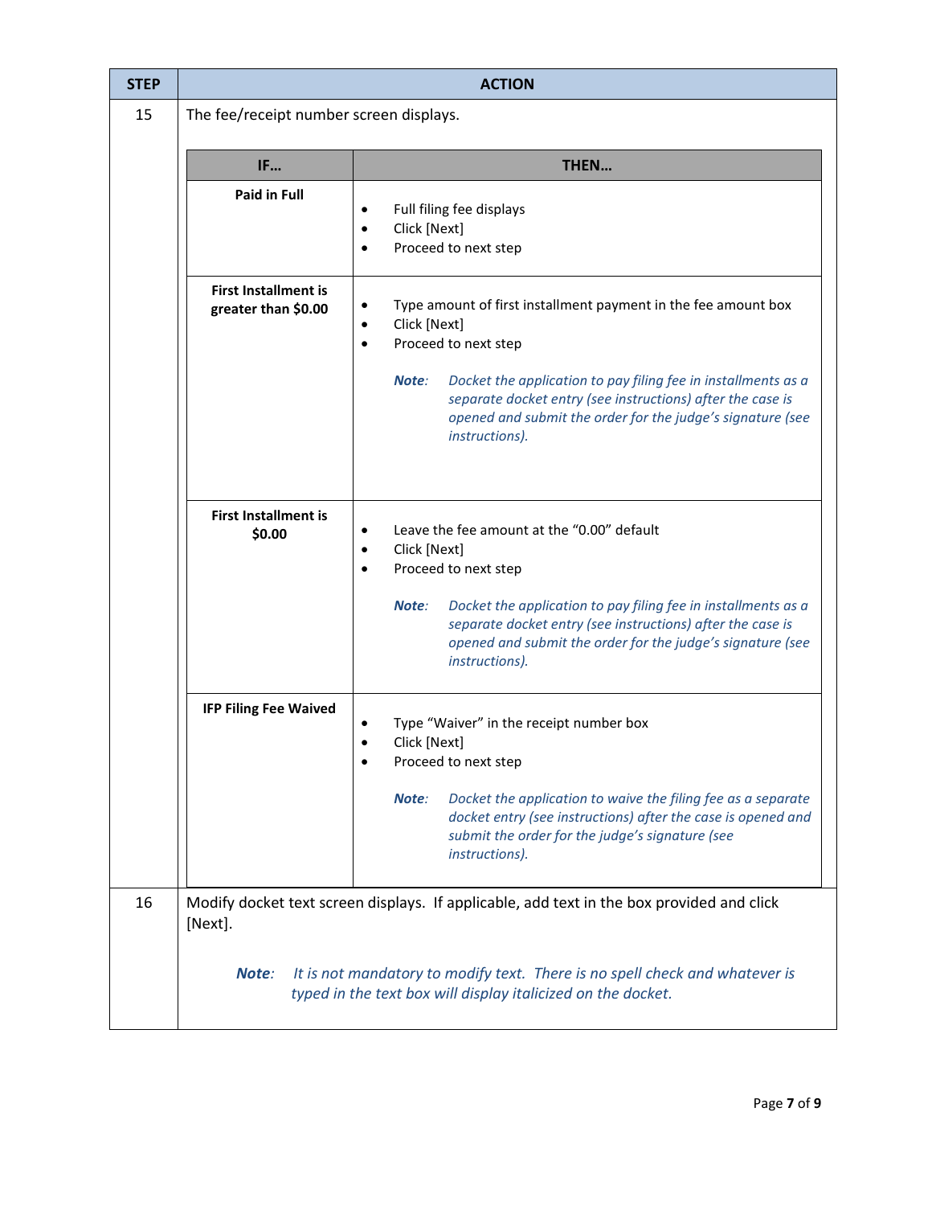| STEP | ACTION |
| --- | --- |
| 15 | The fee/receipt number screen displays.<br><br>**IF… / THEN…**<br><br>**Paid in Full**<br>• Full filing fee displays<br>• Click [Next]<br>• Proceed to next step<br><br>**First Installment is greater than $0.00**<br>• Type amount of first installment payment in the fee amount box<br>• Click [Next]<br>• Proceed to next step<br>***Note:*** *Docket the application to pay filing fee in installments as a separate docket entry (see instructions) after the case is opened and submit the order for the judge's signature (see instructions).*<br><br>**First Installment is $0.00**<br>• Leave the fee amount at the "0.00" default<br>• Click [Next]<br>• Proceed to next step<br>***Note:*** *Docket the application to pay filing fee in installments as a separate docket entry (see instructions) after the case is opened and submit the order for the judge's signature (see instructions).*<br><br>**IFP Filing Fee Waived**<br>• Type "Waiver" in the receipt number box<br>• Click [Next]<br>• Proceed to next step<br>***Note:*** *Docket the application to waive the filing fee as a separate docket entry (see instructions) after the case is opened and submit the order for the judge's signature (see instructions).* |
| 16 | Modify docket text screen displays. If applicable, add text in the box provided and click [Next].<br><br>***Note:*** *It is not mandatory to modify text. There is no spell check and whatever is typed in the text box will display italicized on the docket.* |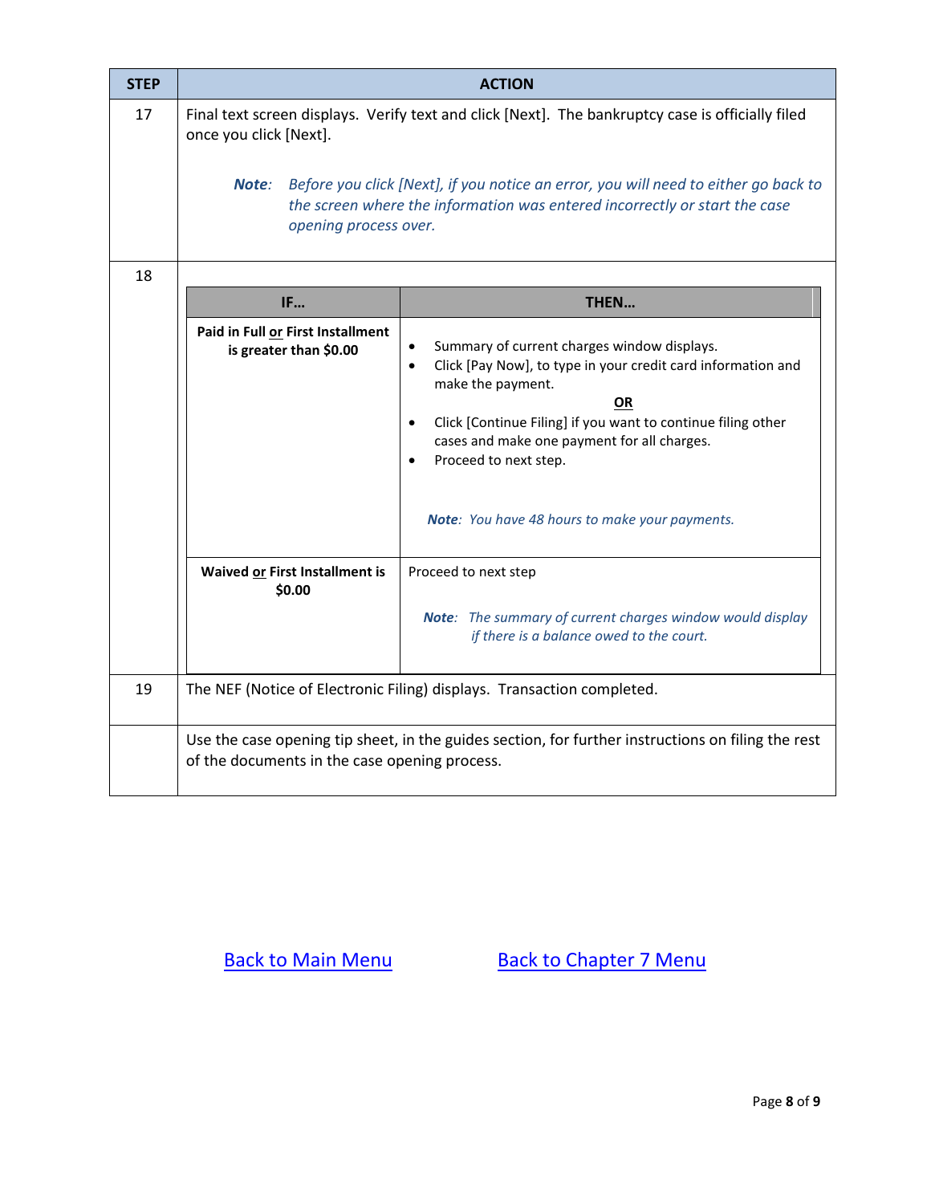| STEP | ACTION |
|---|---|
| 17 | Final text screen displays. Verify text and click [Next]. The bankruptcy case is officially filed once you click [Next].<br><br>***Note**: Before you click [Next], if you notice an error, you will need to either go back to the screen where the information was entered incorrectly or start the case opening process over.* |
| 18 | See IF/THEN table below. |
| 19 | The NEF (Notice of Electronic Filing) displays. Transaction completed. |
| | Use the case opening tip sheet, in the guides section, for further instructions on filing the rest of the documents in the case opening process. |

**Step 18:**

| IF… | THEN… |
|---|---|
| **Paid in Full <u>or</u> First Installment is greater than $0.00** | • Summary of current charges window displays.<br>• Click [Pay Now], to type in your credit card information and make the payment.<br>**<u>OR</u>**<br>• Click [Continue Filing] if you want to continue filing other cases and make one payment for all charges.<br>• Proceed to next step.<br><br>***Note**: You have 48 hours to make your payments.* |
| **Waived <u>or</u> First Installment is $0.00** | Proceed to next step<br><br>***Note**: The summary of current charges window would display if there is a balance owed to the court.* |

[Back to Main Menu]    [Back to Chapter 7 Menu]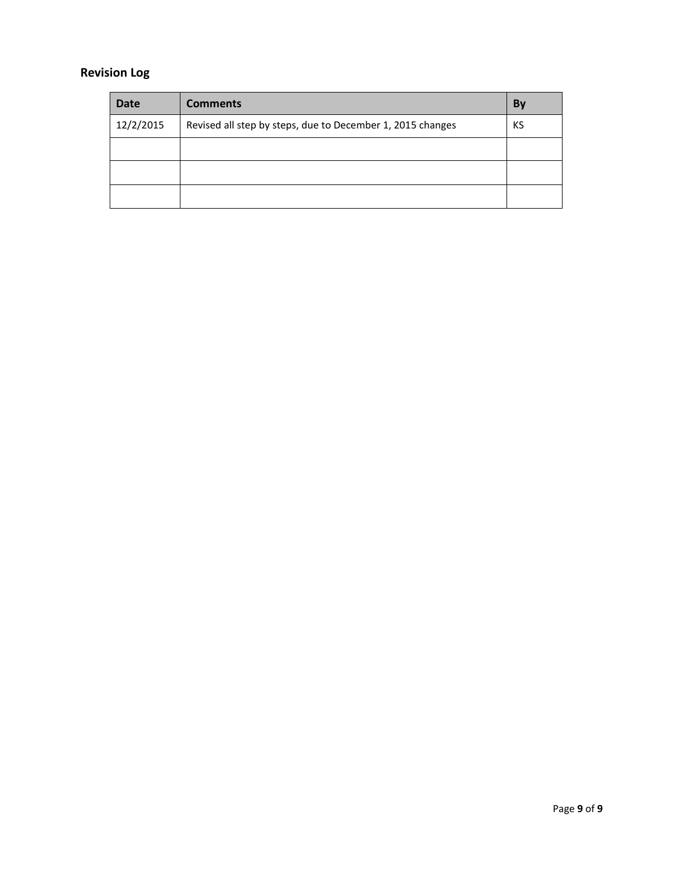## Revision Log

| Date | Comments | By |
| --- | --- | --- |
| 12/2/2015 | Revised all step by steps, due to December 1, 2015 changes | KS |
| | | |
| | | |
| | | |